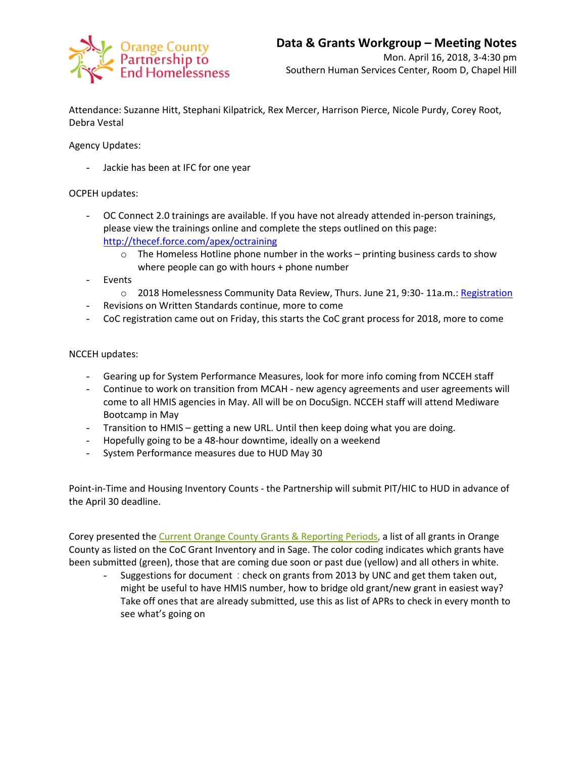Orange County Partnership to End Homelessness

# Data & Grants Workgroup – Meeting Notes

Mon. April 16, 2018, 3-4:30 pm
Southern Human Services Center, Room D, Chapel Hill

Attendance: Suzanne Hitt, Stephani Kilpatrick, Rex Mercer, Harrison Pierce, Nicole Purdy, Corey Root, Debra Vestal

Agency Updates:

- Jackie has been at IFC for one year

OCPEH updates:

- OC Connect 2.0 trainings are available. If you have not already attended in-person trainings, please view the trainings online and complete the steps outlined on this page: [http://thecef.force.com/apex/octraining](http://thecef.force.com/apex/octraining)
    - The Homeless Hotline phone number in the works – printing business cards to show where people can go with hours + phone number
- Events
    - 2018 Homelessness Community Data Review, Thurs. June 21, 9:30- 11a.m.: Registration
- Revisions on Written Standards continue, more to come
- CoC registration came out on Friday, this starts the CoC grant process for 2018, more to come

NCCEH updates:

- Gearing up for System Performance Measures, look for more info coming from NCCEH staff
- Continue to work on transition from MCAH - new agency agreements and user agreements will come to all HMIS agencies in May. All will be on DocuSign. NCCEH staff will attend Mediware Bootcamp in May
- Transition to HMIS – getting a new URL. Until then keep doing what you are doing.
- Hopefully going to be a 48-hour downtime, ideally on a weekend
- System Performance measures due to HUD May 30

Point-in-Time and Housing Inventory Counts - the Partnership will submit PIT/HIC to HUD in advance of the April 30 deadline.

Corey presented the Current Orange County Grants & Reporting Periods, a list of all grants in Orange County as listed on the CoC Grant Inventory and in Sage. The color coding indicates which grants have been submitted (green), those that are coming due soon or past due (yellow) and all others in white.

- Suggestions for document : check on grants from 2013 by UNC and get them taken out, might be useful to have HMIS number, how to bridge old grant/new grant in easiest way? Take off ones that are already submitted, use this as list of APRs to check in every month to see what's going on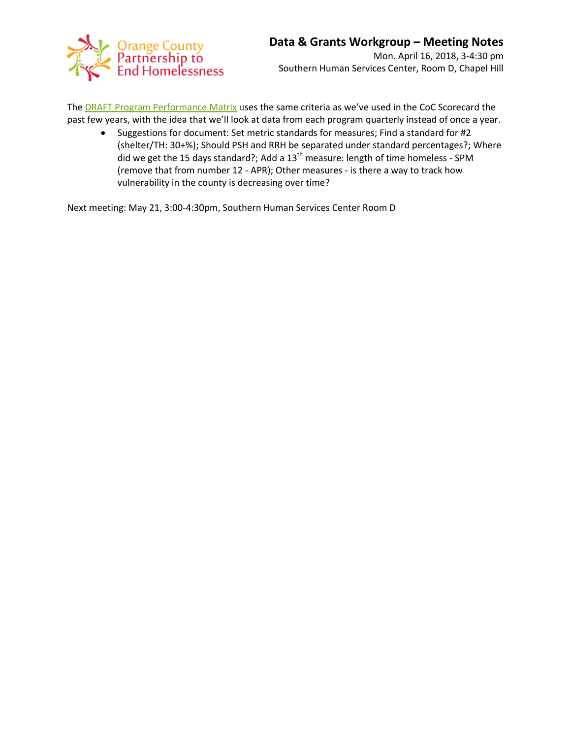# Data & Grants Workgroup – Meeting Notes

Mon. April 16, 2018, 3-4:30 pm
Southern Human Services Center, Room D, Chapel Hill

The DRAFT Program Performance Matrix uses the same criteria as we've used in the CoC Scorecard the past few years, with the idea that we'll look at data from each program quarterly instead of once a year.

- Suggestions for document: Set metric standards for measures; Find a standard for #2 (shelter/TH: 30+%); Should PSH and RRH be separated under standard percentages?; Where did we get the 15 days standard?; Add a 13th measure: length of time homeless - SPM (remove that from number 12 - APR); Other measures - is there a way to track how vulnerability in the county is decreasing over time?

Next meeting: May 21, 3:00-4:30pm, Southern Human Services Center Room D